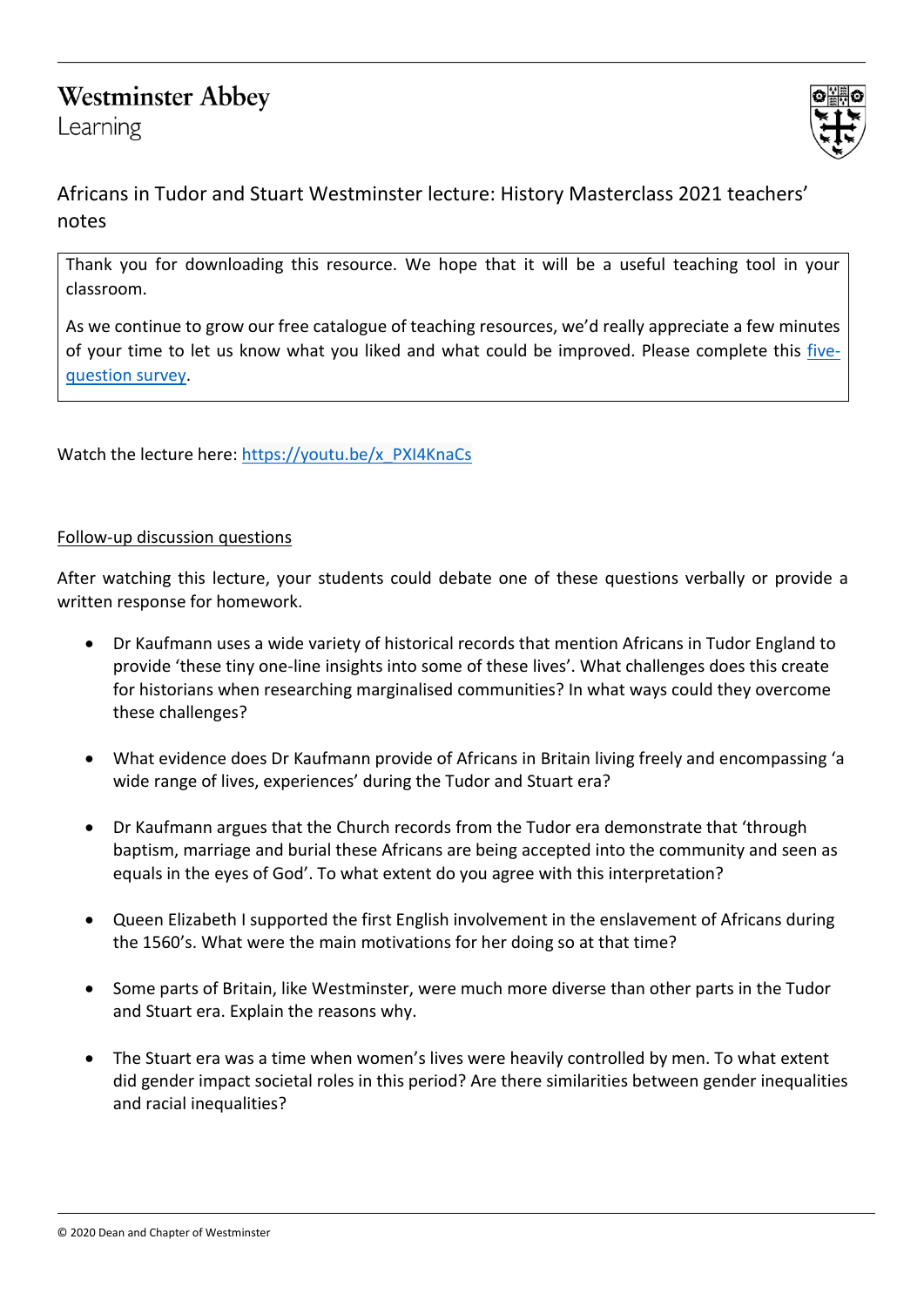# Westminster Abbey
Learning

## Africans in Tudor and Stuart Westminster lecture: History Masterclass 2021 teachers' notes

Thank you for downloading this resource. We hope that it will be a useful teaching tool in your classroom.

As we continue to grow our free catalogue of teaching resources, we'd really appreciate a few minutes of your time to let us know what you liked and what could be improved. Please complete this five-question survey.

Watch the lecture here: https://youtu.be/x_PXI4KnaCs

### Follow-up discussion questions

After watching this lecture, your students could debate one of these questions verbally or provide a written response for homework.

- Dr Kaufmann uses a wide variety of historical records that mention Africans in Tudor England to provide 'these tiny one-line insights into some of these lives'. What challenges does this create for historians when researching marginalised communities? In what ways could they overcome these challenges?
- What evidence does Dr Kaufmann provide of Africans in Britain living freely and encompassing 'a wide range of lives, experiences' during the Tudor and Stuart era?
- Dr Kaufmann argues that the Church records from the Tudor era demonstrate that 'through baptism, marriage and burial these Africans are being accepted into the community and seen as equals in the eyes of God'. To what extent do you agree with this interpretation?
- Queen Elizabeth I supported the first English involvement in the enslavement of Africans during the 1560's. What were the main motivations for her doing so at that time?
- Some parts of Britain, like Westminster, were much more diverse than other parts in the Tudor and Stuart era. Explain the reasons why.
- The Stuart era was a time when women's lives were heavily controlled by men. To what extent did gender impact societal roles in this period? Are there similarities between gender inequalities and racial inequalities?

© 2020 Dean and Chapter of Westminster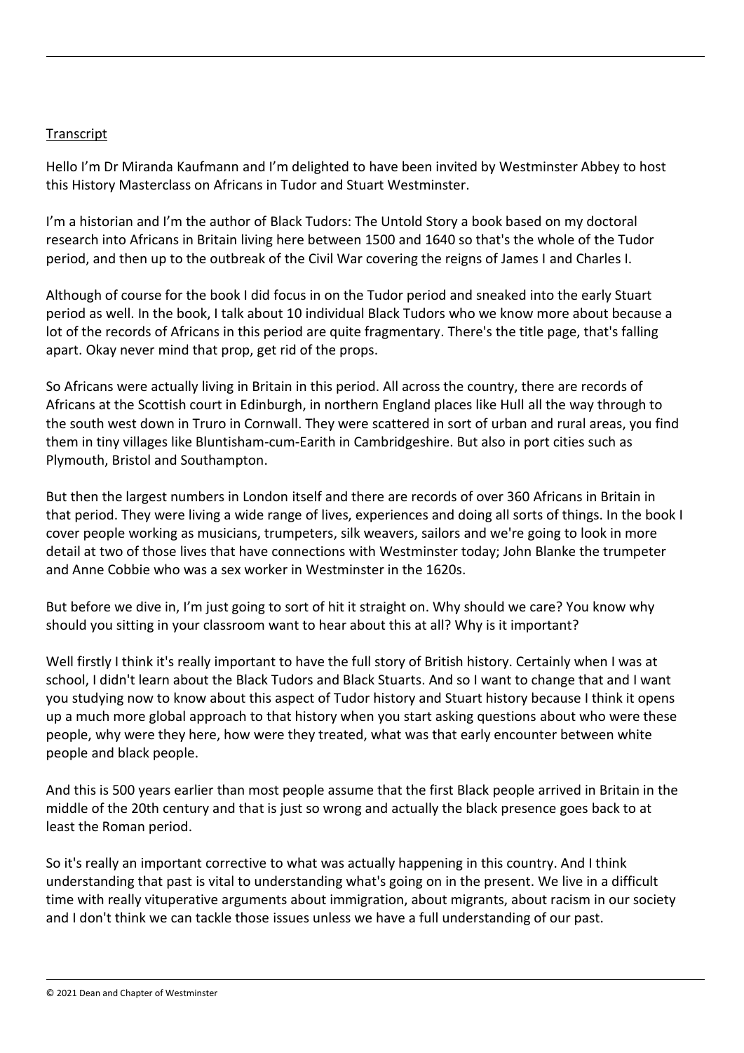Transcript

Hello I'm Dr Miranda Kaufmann and I'm delighted to have been invited by Westminster Abbey to host this History Masterclass on Africans in Tudor and Stuart Westminster.

I'm a historian and I'm the author of Black Tudors: The Untold Story a book based on my doctoral research into Africans in Britain living here between 1500 and 1640 so that's the whole of the Tudor period, and then up to the outbreak of the Civil War covering the reigns of James I and Charles I.

Although of course for the book I did focus in on the Tudor period and sneaked into the early Stuart period as well. In the book, I talk about 10 individual Black Tudors who we know more about because a lot of the records of Africans in this period are quite fragmentary. There's the title page, that's falling apart. Okay never mind that prop, get rid of the props.

So Africans were actually living in Britain in this period. All across the country, there are records of Africans at the Scottish court in Edinburgh, in northern England places like Hull all the way through to the south west down in Truro in Cornwall. They were scattered in sort of urban and rural areas, you find them in tiny villages like Bluntisham-cum-Earith in Cambridgeshire. But also in port cities such as Plymouth, Bristol and Southampton.

But then the largest numbers in London itself and there are records of over 360 Africans in Britain in that period. They were living a wide range of lives, experiences and doing all sorts of things. In the book I cover people working as musicians, trumpeters, silk weavers, sailors and we're going to look in more detail at two of those lives that have connections with Westminster today; John Blanke the trumpeter and Anne Cobbie who was a sex worker in Westminster in the 1620s.

But before we dive in, I'm just going to sort of hit it straight on. Why should we care? You know why should you sitting in your classroom want to hear about this at all? Why is it important?

Well firstly I think it's really important to have the full story of British history. Certainly when I was at school, I didn't learn about the Black Tudors and Black Stuarts. And so I want to change that and I want you studying now to know about this aspect of Tudor history and Stuart history because I think it opens up a much more global approach to that history when you start asking questions about who were these people, why were they here, how were they treated, what was that early encounter between white people and black people.

And this is 500 years earlier than most people assume that the first Black people arrived in Britain in the middle of the 20th century and that is just so wrong and actually the black presence goes back to at least the Roman period.

So it's really an important corrective to what was actually happening in this country. And I think understanding that past is vital to understanding what's going on in the present. We live in a difficult time with really vituperative arguments about immigration, about migrants, about racism in our society and I don't think we can tackle those issues unless we have a full understanding of our past.

© 2021 Dean and Chapter of Westminster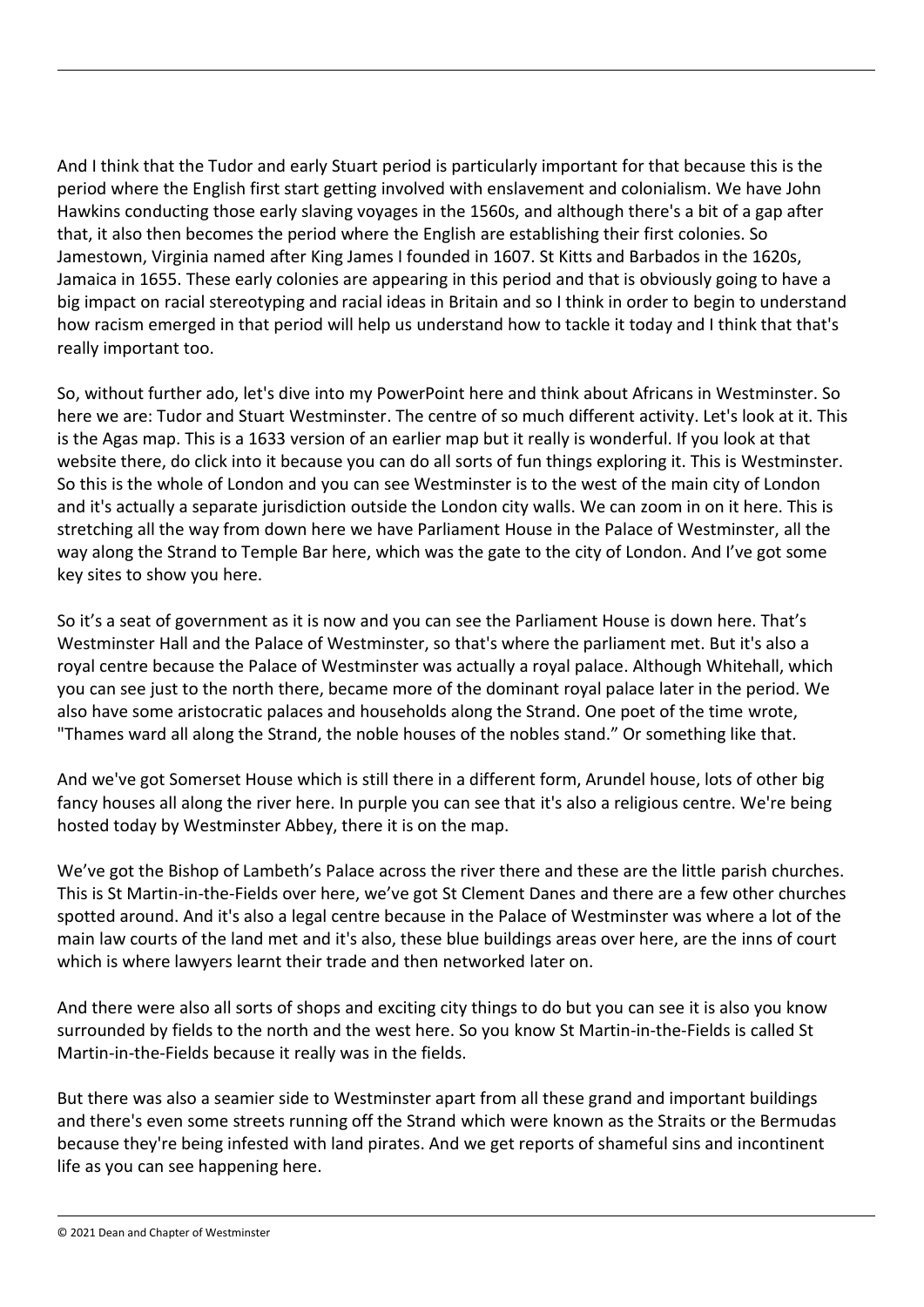And I think that the Tudor and early Stuart period is particularly important for that because this is the period where the English first start getting involved with enslavement and colonialism. We have John Hawkins conducting those early slaving voyages in the 1560s, and although there's a bit of a gap after that, it also then becomes the period where the English are establishing their first colonies. So Jamestown, Virginia named after King James I founded in 1607. St Kitts and Barbados in the 1620s, Jamaica in 1655. These early colonies are appearing in this period and that is obviously going to have a big impact on racial stereotyping and racial ideas in Britain and so I think in order to begin to understand how racism emerged in that period will help us understand how to tackle it today and I think that that's really important too.

So, without further ado, let's dive into my PowerPoint here and think about Africans in Westminster. So here we are: Tudor and Stuart Westminster. The centre of so much different activity. Let's look at it. This is the Agas map. This is a 1633 version of an earlier map but it really is wonderful. If you look at that website there, do click into it because you can do all sorts of fun things exploring it. This is Westminster. So this is the whole of London and you can see Westminster is to the west of the main city of London and it's actually a separate jurisdiction outside the London city walls. We can zoom in on it here. This is stretching all the way from down here we have Parliament House in the Palace of Westminster, all the way along the Strand to Temple Bar here, which was the gate to the city of London. And I've got some key sites to show you here.

So it's a seat of government as it is now and you can see the Parliament House is down here. That's Westminster Hall and the Palace of Westminster, so that's where the parliament met. But it's also a royal centre because the Palace of Westminster was actually a royal palace. Although Whitehall, which you can see just to the north there, became more of the dominant royal palace later in the period. We also have some aristocratic palaces and households along the Strand. One poet of the time wrote, "Thames ward all along the Strand, the noble houses of the nobles stand." Or something like that.

And we've got Somerset House which is still there in a different form, Arundel house, lots of other big fancy houses all along the river here. In purple you can see that it's also a religious centre. We're being hosted today by Westminster Abbey, there it is on the map.

We've got the Bishop of Lambeth's Palace across the river there and these are the little parish churches. This is St Martin-in-the-Fields over here, we've got St Clement Danes and there are a few other churches spotted around. And it's also a legal centre because in the Palace of Westminster was where a lot of the main law courts of the land met and it's also, these blue buildings areas over here, are the inns of court which is where lawyers learnt their trade and then networked later on.

And there were also all sorts of shops and exciting city things to do but you can see it is also you know surrounded by fields to the north and the west here. So you know St Martin-in-the-Fields is called St Martin-in-the-Fields because it really was in the fields.

But there was also a seamier side to Westminster apart from all these grand and important buildings and there's even some streets running off the Strand which were known as the Straits or the Bermudas because they're being infested with land pirates. And we get reports of shameful sins and incontinent life as you can see happening here.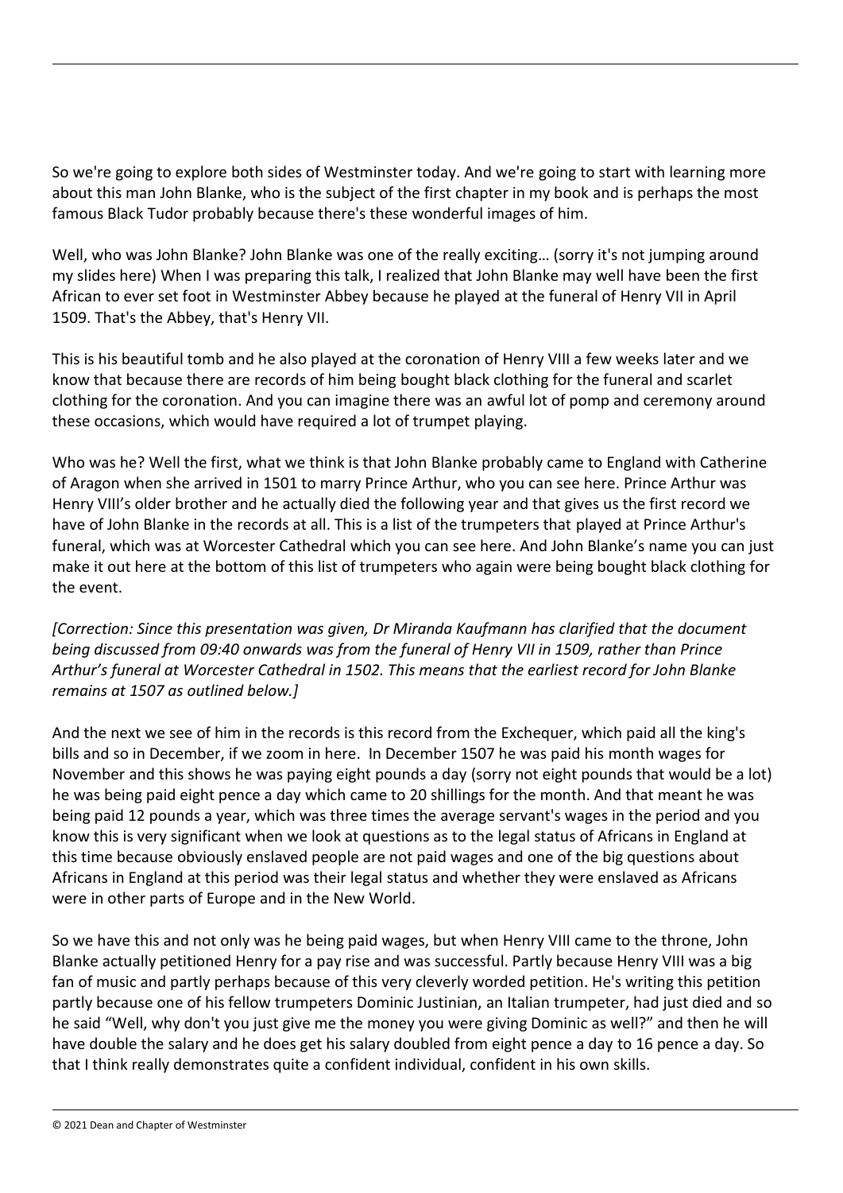So we're going to explore both sides of Westminster today. And we're going to start with learning more about this man John Blanke, who is the subject of the first chapter in my book and is perhaps the most famous Black Tudor probably because there's these wonderful images of him.

Well, who was John Blanke? John Blanke was one of the really exciting… (sorry it's not jumping around my slides here) When I was preparing this talk, I realized that John Blanke may well have been the first African to ever set foot in Westminster Abbey because he played at the funeral of Henry VII in April 1509. That's the Abbey, that's Henry VII.

This is his beautiful tomb and he also played at the coronation of Henry VIII a few weeks later and we know that because there are records of him being bought black clothing for the funeral and scarlet clothing for the coronation. And you can imagine there was an awful lot of pomp and ceremony around these occasions, which would have required a lot of trumpet playing.

Who was he? Well the first, what we think is that John Blanke probably came to England with Catherine of Aragon when she arrived in 1501 to marry Prince Arthur, who you can see here. Prince Arthur was Henry VIII's older brother and he actually died the following year and that gives us the first record we have of John Blanke in the records at all. This is a list of the trumpeters that played at Prince Arthur's funeral, which was at Worcester Cathedral which you can see here. And John Blanke's name you can just make it out here at the bottom of this list of trumpeters who again were being bought black clothing for the event.

*[Correction: Since this presentation was given, Dr Miranda Kaufmann has clarified that the document being discussed from 09:40 onwards was from the funeral of Henry VII in 1509, rather than Prince Arthur's funeral at Worcester Cathedral in 1502. This means that the earliest record for John Blanke remains at 1507 as outlined below.]*

And the next we see of him in the records is this record from the Exchequer, which paid all the king's bills and so in December, if we zoom in here. In December 1507 he was paid his month wages for November and this shows he was paying eight pounds a day (sorry not eight pounds that would be a lot) he was being paid eight pence a day which came to 20 shillings for the month. And that meant he was being paid 12 pounds a year, which was three times the average servant's wages in the period and you know this is very significant when we look at questions as to the legal status of Africans in England at this time because obviously enslaved people are not paid wages and one of the big questions about Africans in England at this period was their legal status and whether they were enslaved as Africans were in other parts of Europe and in the New World.

So we have this and not only was he being paid wages, but when Henry VIII came to the throne, John Blanke actually petitioned Henry for a pay rise and was successful. Partly because Henry VIII was a big fan of music and partly perhaps because of this very cleverly worded petition. He's writing this petition partly because one of his fellow trumpeters Dominic Justinian, an Italian trumpeter, had just died and so he said "Well, why don't you just give me the money you were giving Dominic as well?" and then he will have double the salary and he does get his salary doubled from eight pence a day to 16 pence a day. So that I think really demonstrates quite a confident individual, confident in his own skills.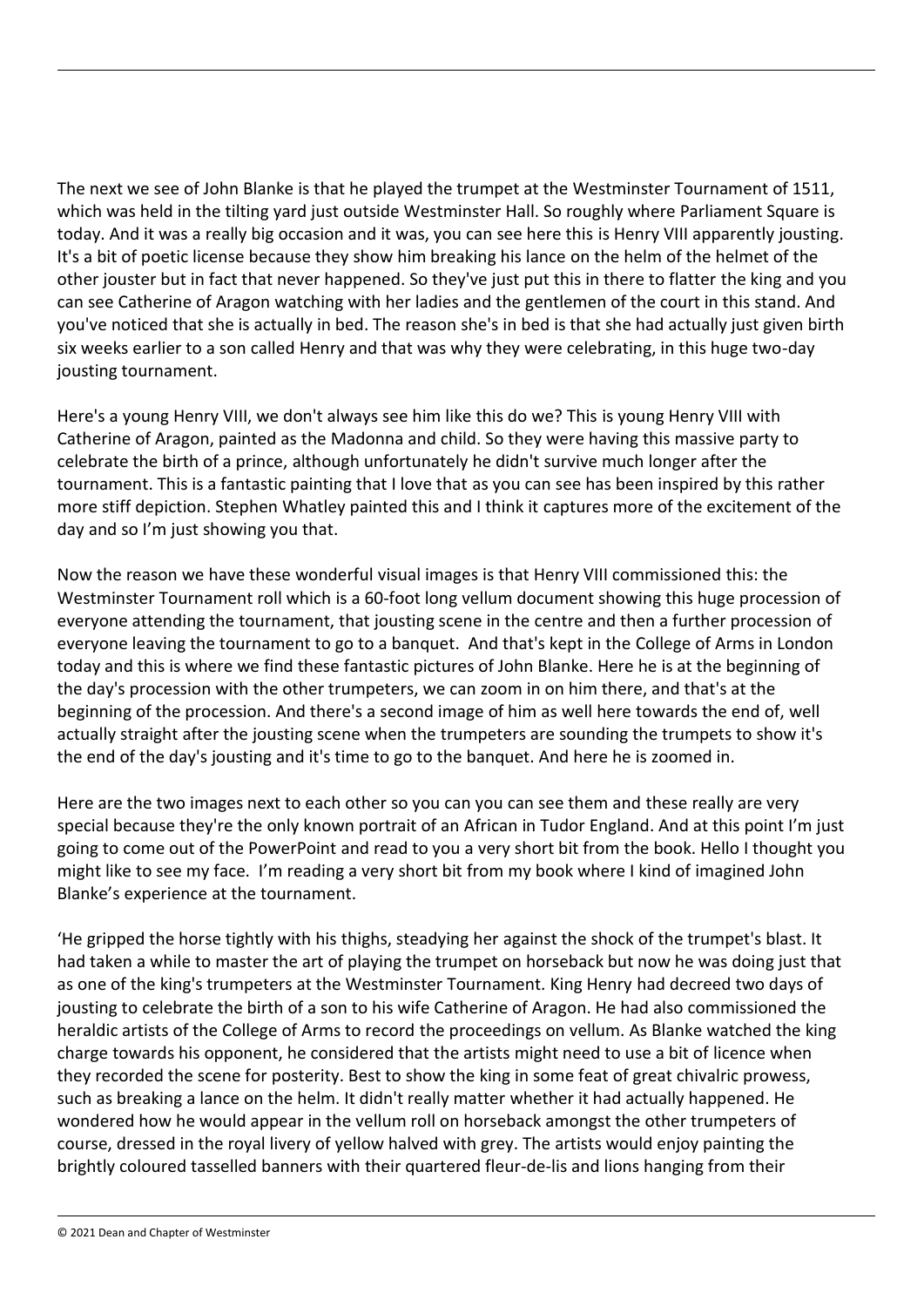The next we see of John Blanke is that he played the trumpet at the Westminster Tournament of 1511, which was held in the tilting yard just outside Westminster Hall. So roughly where Parliament Square is today. And it was a really big occasion and it was, you can see here this is Henry VIII apparently jousting. It's a bit of poetic license because they show him breaking his lance on the helm of the helmet of the other jouster but in fact that never happened. So they've just put this in there to flatter the king and you can see Catherine of Aragon watching with her ladies and the gentlemen of the court in this stand. And you've noticed that she is actually in bed. The reason she's in bed is that she had actually just given birth six weeks earlier to a son called Henry and that was why they were celebrating, in this huge two-day jousting tournament.

Here's a young Henry VIII, we don't always see him like this do we? This is young Henry VIII with Catherine of Aragon, painted as the Madonna and child. So they were having this massive party to celebrate the birth of a prince, although unfortunately he didn't survive much longer after the tournament. This is a fantastic painting that I love that as you can see has been inspired by this rather more stiff depiction. Stephen Whatley painted this and I think it captures more of the excitement of the day and so I'm just showing you that.

Now the reason we have these wonderful visual images is that Henry VIII commissioned this: the Westminster Tournament roll which is a 60-foot long vellum document showing this huge procession of everyone attending the tournament, that jousting scene in the centre and then a further procession of everyone leaving the tournament to go to a banquet. And that's kept in the College of Arms in London today and this is where we find these fantastic pictures of John Blanke. Here he is at the beginning of the day's procession with the other trumpeters, we can zoom in on him there, and that's at the beginning of the procession. And there's a second image of him as well here towards the end of, well actually straight after the jousting scene when the trumpeters are sounding the trumpets to show it's the end of the day's jousting and it's time to go to the banquet. And here he is zoomed in.

Here are the two images next to each other so you can you can see them and these really are very special because they're the only known portrait of an African in Tudor England. And at this point I'm just going to come out of the PowerPoint and read to you a very short bit from the book. Hello I thought you might like to see my face. I'm reading a very short bit from my book where I kind of imagined John Blanke's experience at the tournament.

'He gripped the horse tightly with his thighs, steadying her against the shock of the trumpet's blast. It had taken a while to master the art of playing the trumpet on horseback but now he was doing just that as one of the king's trumpeters at the Westminster Tournament. King Henry had decreed two days of jousting to celebrate the birth of a son to his wife Catherine of Aragon. He had also commissioned the heraldic artists of the College of Arms to record the proceedings on vellum. As Blanke watched the king charge towards his opponent, he considered that the artists might need to use a bit of licence when they recorded the scene for posterity. Best to show the king in some feat of great chivalric prowess, such as breaking a lance on the helm. It didn't really matter whether it had actually happened. He wondered how he would appear in the vellum roll on horseback amongst the other trumpeters of course, dressed in the royal livery of yellow halved with grey. The artists would enjoy painting the brightly coloured tasselled banners with their quartered fleur-de-lis and lions hanging from their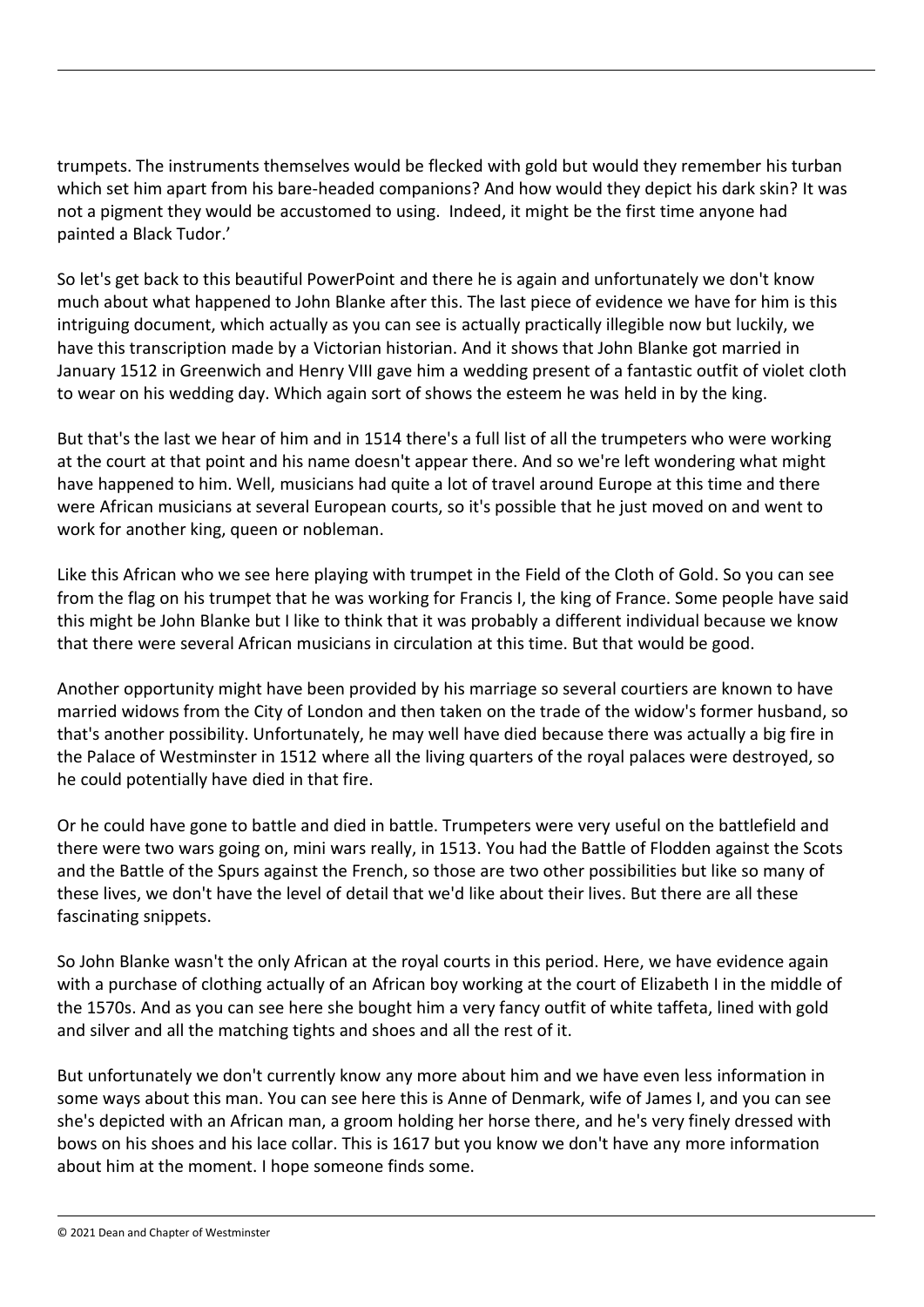trumpets. The instruments themselves would be flecked with gold but would they remember his turban which set him apart from his bare-headed companions? And how would they depict his dark skin? It was not a pigment they would be accustomed to using. Indeed, it might be the first time anyone had painted a Black Tudor.'

So let's get back to this beautiful PowerPoint and there he is again and unfortunately we don't know much about what happened to John Blanke after this. The last piece of evidence we have for him is this intriguing document, which actually as you can see is actually practically illegible now but luckily, we have this transcription made by a Victorian historian. And it shows that John Blanke got married in January 1512 in Greenwich and Henry VIII gave him a wedding present of a fantastic outfit of violet cloth to wear on his wedding day. Which again sort of shows the esteem he was held in by the king.

But that's the last we hear of him and in 1514 there's a full list of all the trumpeters who were working at the court at that point and his name doesn't appear there. And so we're left wondering what might have happened to him. Well, musicians had quite a lot of travel around Europe at this time and there were African musicians at several European courts, so it's possible that he just moved on and went to work for another king, queen or nobleman.

Like this African who we see here playing with trumpet in the Field of the Cloth of Gold. So you can see from the flag on his trumpet that he was working for Francis I, the king of France. Some people have said this might be John Blanke but I like to think that it was probably a different individual because we know that there were several African musicians in circulation at this time. But that would be good.

Another opportunity might have been provided by his marriage so several courtiers are known to have married widows from the City of London and then taken on the trade of the widow's former husband, so that's another possibility. Unfortunately, he may well have died because there was actually a big fire in the Palace of Westminster in 1512 where all the living quarters of the royal palaces were destroyed, so he could potentially have died in that fire.

Or he could have gone to battle and died in battle. Trumpeters were very useful on the battlefield and there were two wars going on, mini wars really, in 1513. You had the Battle of Flodden against the Scots and the Battle of the Spurs against the French, so those are two other possibilities but like so many of these lives, we don't have the level of detail that we'd like about their lives. But there are all these fascinating snippets.

So John Blanke wasn't the only African at the royal courts in this period. Here, we have evidence again with a purchase of clothing actually of an African boy working at the court of Elizabeth I in the middle of the 1570s. And as you can see here she bought him a very fancy outfit of white taffeta, lined with gold and silver and all the matching tights and shoes and all the rest of it.

But unfortunately we don't currently know any more about him and we have even less information in some ways about this man. You can see here this is Anne of Denmark, wife of James I, and you can see she's depicted with an African man, a groom holding her horse there, and he's very finely dressed with bows on his shoes and his lace collar. This is 1617 but you know we don't have any more information about him at the moment. I hope someone finds some.

© 2021 Dean and Chapter of Westminster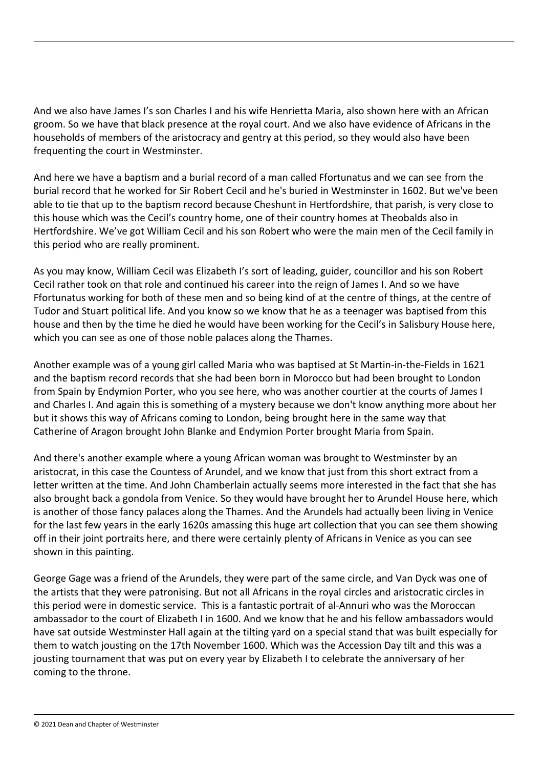And we also have James I's son Charles I and his wife Henrietta Maria, also shown here with an African groom. So we have that black presence at the royal court. And we also have evidence of Africans in the households of members of the aristocracy and gentry at this period, so they would also have been frequenting the court in Westminster.

And here we have a baptism and a burial record of a man called Ffortunatus and we can see from the burial record that he worked for Sir Robert Cecil and he's buried in Westminster in 1602. But we've been able to tie that up to the baptism record because Cheshunt in Hertfordshire, that parish, is very close to this house which was the Cecil's country home, one of their country homes at Theobalds also in Hertfordshire. We've got William Cecil and his son Robert who were the main men of the Cecil family in this period who are really prominent.

As you may know, William Cecil was Elizabeth I's sort of leading, guider, councillor and his son Robert Cecil rather took on that role and continued his career into the reign of James I. And so we have Ffortunatus working for both of these men and so being kind of at the centre of things, at the centre of Tudor and Stuart political life. And you know so we know that he as a teenager was baptised from this house and then by the time he died he would have been working for the Cecil's in Salisbury House here, which you can see as one of those noble palaces along the Thames.

Another example was of a young girl called Maria who was baptised at St Martin-in-the-Fields in 1621 and the baptism record records that she had been born in Morocco but had been brought to London from Spain by Endymion Porter, who you see here, who was another courtier at the courts of James I and Charles I. And again this is something of a mystery because we don't know anything more about her but it shows this way of Africans coming to London, being brought here in the same way that Catherine of Aragon brought John Blanke and Endymion Porter brought Maria from Spain.

And there's another example where a young African woman was brought to Westminster by an aristocrat, in this case the Countess of Arundel, and we know that just from this short extract from a letter written at the time. And John Chamberlain actually seems more interested in the fact that she has also brought back a gondola from Venice. So they would have brought her to Arundel House here, which is another of those fancy palaces along the Thames. And the Arundels had actually been living in Venice for the last few years in the early 1620s amassing this huge art collection that you can see them showing off in their joint portraits here, and there were certainly plenty of Africans in Venice as you can see shown in this painting.

George Gage was a friend of the Arundels, they were part of the same circle, and Van Dyck was one of the artists that they were patronising. But not all Africans in the royal circles and aristocratic circles in this period were in domestic service. This is a fantastic portrait of al-Annuri who was the Moroccan ambassador to the court of Elizabeth I in 1600. And we know that he and his fellow ambassadors would have sat outside Westminster Hall again at the tilting yard on a special stand that was built especially for them to watch jousting on the 17th November 1600. Which was the Accession Day tilt and this was a jousting tournament that was put on every year by Elizabeth I to celebrate the anniversary of her coming to the throne.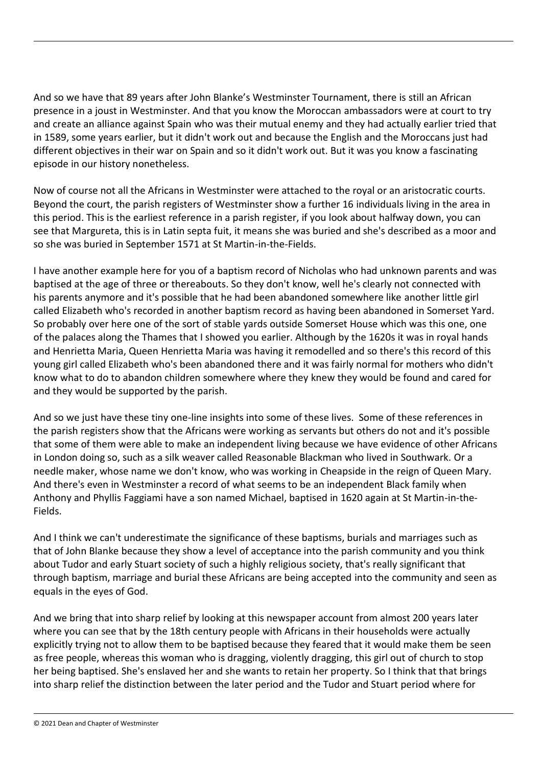And so we have that 89 years after John Blanke's Westminster Tournament, there is still an African presence in a joust in Westminster. And that you know the Moroccan ambassadors were at court to try and create an alliance against Spain who was their mutual enemy and they had actually earlier tried that in 1589, some years earlier, but it didn't work out and because the English and the Moroccans just had different objectives in their war on Spain and so it didn't work out. But it was you know a fascinating episode in our history nonetheless.

Now of course not all the Africans in Westminster were attached to the royal or an aristocratic courts. Beyond the court, the parish registers of Westminster show a further 16 individuals living in the area in this period. This is the earliest reference in a parish register, if you look about halfway down, you can see that Margureta, this is in Latin septa fuit, it means she was buried and she's described as a moor and so she was buried in September 1571 at St Martin-in-the-Fields.

I have another example here for you of a baptism record of Nicholas who had unknown parents and was baptised at the age of three or thereabouts. So they don't know, well he's clearly not connected with his parents anymore and it's possible that he had been abandoned somewhere like another little girl called Elizabeth who's recorded in another baptism record as having been abandoned in Somerset Yard. So probably over here one of the sort of stable yards outside Somerset House which was this one, one of the palaces along the Thames that I showed you earlier. Although by the 1620s it was in royal hands and Henrietta Maria, Queen Henrietta Maria was having it remodelled and so there's this record of this young girl called Elizabeth who's been abandoned there and it was fairly normal for mothers who didn't know what to do to abandon children somewhere where they knew they would be found and cared for and they would be supported by the parish.

And so we just have these tiny one-line insights into some of these lives. Some of these references in the parish registers show that the Africans were working as servants but others do not and it's possible that some of them were able to make an independent living because we have evidence of other Africans in London doing so, such as a silk weaver called Reasonable Blackman who lived in Southwark. Or a needle maker, whose name we don't know, who was working in Cheapside in the reign of Queen Mary. And there's even in Westminster a record of what seems to be an independent Black family when Anthony and Phyllis Faggiami have a son named Michael, baptised in 1620 again at St Martin-in-the-Fields.

And I think we can't underestimate the significance of these baptisms, burials and marriages such as that of John Blanke because they show a level of acceptance into the parish community and you think about Tudor and early Stuart society of such a highly religious society, that's really significant that through baptism, marriage and burial these Africans are being accepted into the community and seen as equals in the eyes of God.

And we bring that into sharp relief by looking at this newspaper account from almost 200 years later where you can see that by the 18th century people with Africans in their households were actually explicitly trying not to allow them to be baptised because they feared that it would make them be seen as free people, whereas this woman who is dragging, violently dragging, this girl out of church to stop her being baptised. She's enslaved her and she wants to retain her property. So I think that that brings into sharp relief the distinction between the later period and the Tudor and Stuart period where for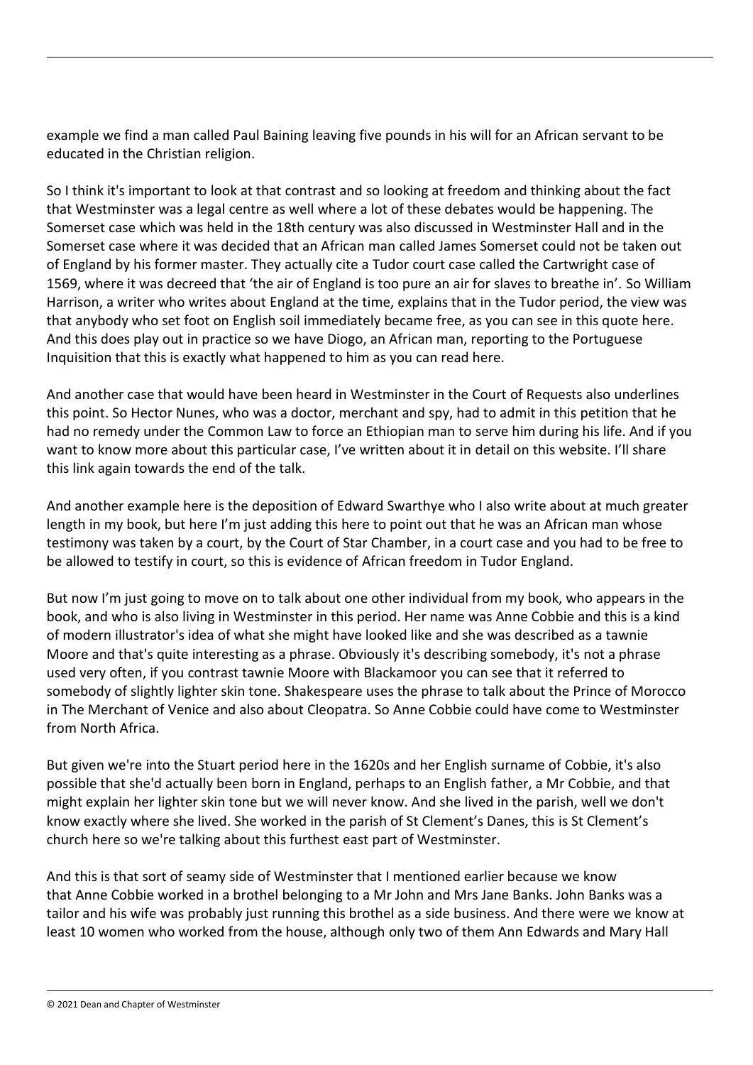example we find a man called Paul Baining leaving five pounds in his will for an African servant to be educated in the Christian religion.

So I think it's important to look at that contrast and so looking at freedom and thinking about the fact that Westminster was a legal centre as well where a lot of these debates would be happening. The Somerset case which was held in the 18th century was also discussed in Westminster Hall and in the Somerset case where it was decided that an African man called James Somerset could not be taken out of England by his former master. They actually cite a Tudor court case called the Cartwright case of 1569, where it was decreed that 'the air of England is too pure an air for slaves to breathe in'. So William Harrison, a writer who writes about England at the time, explains that in the Tudor period, the view was that anybody who set foot on English soil immediately became free, as you can see in this quote here. And this does play out in practice so we have Diogo, an African man, reporting to the Portuguese Inquisition that this is exactly what happened to him as you can read here.

And another case that would have been heard in Westminster in the Court of Requests also underlines this point. So Hector Nunes, who was a doctor, merchant and spy, had to admit in this petition that he had no remedy under the Common Law to force an Ethiopian man to serve him during his life. And if you want to know more about this particular case, I've written about it in detail on this website. I'll share this link again towards the end of the talk.

And another example here is the deposition of Edward Swarthye who I also write about at much greater length in my book, but here I'm just adding this here to point out that he was an African man whose testimony was taken by a court, by the Court of Star Chamber, in a court case and you had to be free to be allowed to testify in court, so this is evidence of African freedom in Tudor England.

But now I'm just going to move on to talk about one other individual from my book, who appears in the book, and who is also living in Westminster in this period. Her name was Anne Cobbie and this is a kind of modern illustrator's idea of what she might have looked like and she was described as a tawnie Moore and that's quite interesting as a phrase. Obviously it's describing somebody, it's not a phrase used very often, if you contrast tawnie Moore with Blackamoor you can see that it referred to somebody of slightly lighter skin tone. Shakespeare uses the phrase to talk about the Prince of Morocco in The Merchant of Venice and also about Cleopatra. So Anne Cobbie could have come to Westminster from North Africa.

But given we're into the Stuart period here in the 1620s and her English surname of Cobbie, it's also possible that she'd actually been born in England, perhaps to an English father, a Mr Cobbie, and that might explain her lighter skin tone but we will never know. And she lived in the parish, well we don't know exactly where she lived. She worked in the parish of St Clement's Danes, this is St Clement's church here so we're talking about this furthest east part of Westminster.

And this is that sort of seamy side of Westminster that I mentioned earlier because we know that Anne Cobbie worked in a brothel belonging to a Mr John and Mrs Jane Banks. John Banks was a tailor and his wife was probably just running this brothel as a side business. And there were we know at least 10 women who worked from the house, although only two of them Ann Edwards and Mary Hall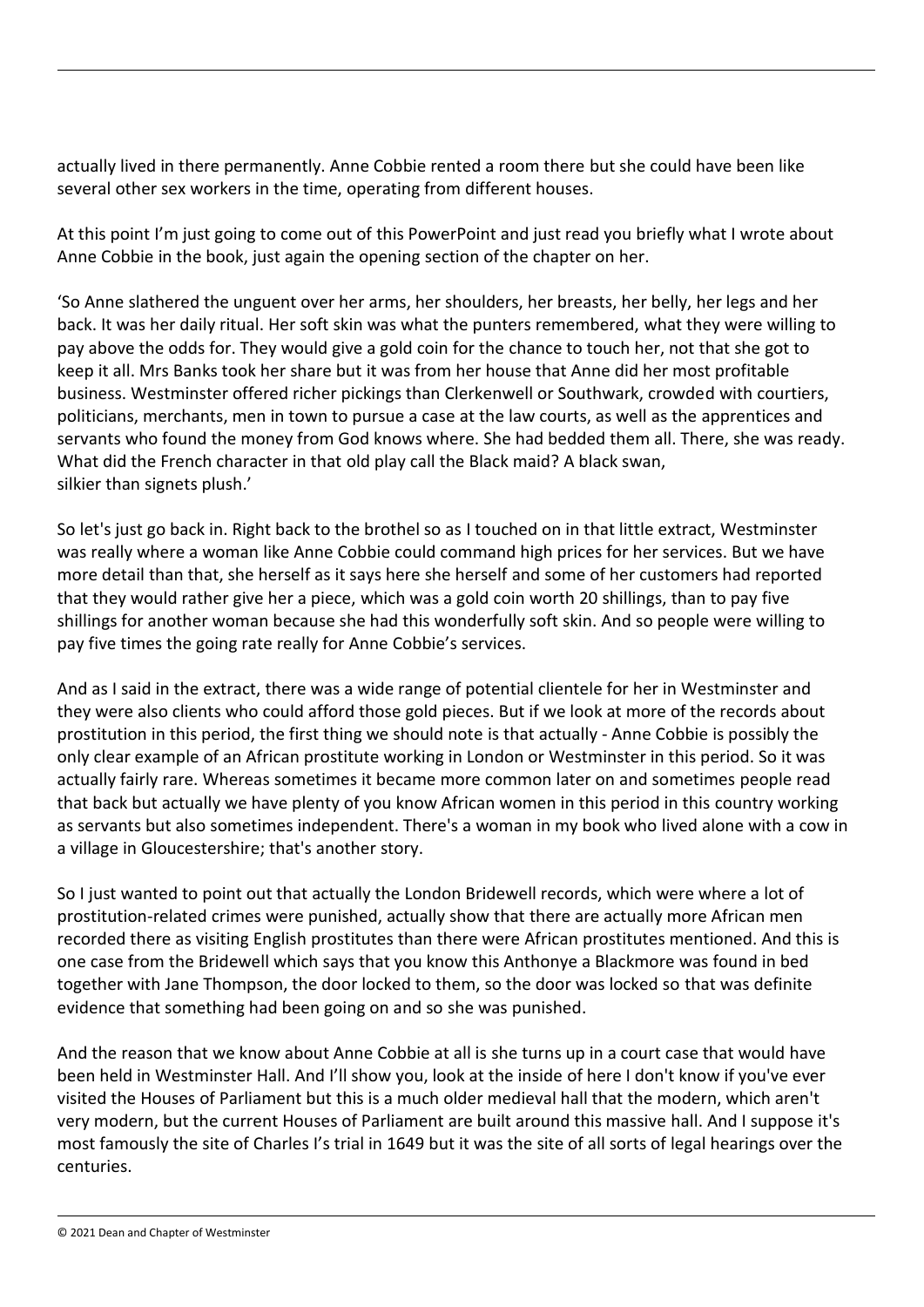actually lived in there permanently. Anne Cobbie rented a room there but she could have been like several other sex workers in the time, operating from different houses.

At this point I'm just going to come out of this PowerPoint and just read you briefly what I wrote about Anne Cobbie in the book, just again the opening section of the chapter on her.

'So Anne slathered the unguent over her arms, her shoulders, her breasts, her belly, her legs and her back. It was her daily ritual. Her soft skin was what the punters remembered, what they were willing to pay above the odds for. They would give a gold coin for the chance to touch her, not that she got to keep it all. Mrs Banks took her share but it was from her house that Anne did her most profitable business. Westminster offered richer pickings than Clerkenwell or Southwark, crowded with courtiers, politicians, merchants, men in town to pursue a case at the law courts, as well as the apprentices and servants who found the money from God knows where. She had bedded them all. There, she was ready. What did the French character in that old play call the Black maid? A black swan, silkier than signets plush.'

So let's just go back in. Right back to the brothel so as I touched on in that little extract, Westminster was really where a woman like Anne Cobbie could command high prices for her services. But we have more detail than that, she herself as it says here she herself and some of her customers had reported that they would rather give her a piece, which was a gold coin worth 20 shillings, than to pay five shillings for another woman because she had this wonderfully soft skin. And so people were willing to pay five times the going rate really for Anne Cobbie's services.

And as I said in the extract, there was a wide range of potential clientele for her in Westminster and they were also clients who could afford those gold pieces. But if we look at more of the records about prostitution in this period, the first thing we should note is that actually - Anne Cobbie is possibly the only clear example of an African prostitute working in London or Westminster in this period. So it was actually fairly rare. Whereas sometimes it became more common later on and sometimes people read that back but actually we have plenty of you know African women in this period in this country working as servants but also sometimes independent. There's a woman in my book who lived alone with a cow in a village in Gloucestershire; that's another story.

So I just wanted to point out that actually the London Bridewell records, which were where a lot of prostitution-related crimes were punished, actually show that there are actually more African men recorded there as visiting English prostitutes than there were African prostitutes mentioned. And this is one case from the Bridewell which says that you know this Anthonye a Blackmore was found in bed together with Jane Thompson, the door locked to them, so the door was locked so that was definite evidence that something had been going on and so she was punished.

And the reason that we know about Anne Cobbie at all is she turns up in a court case that would have been held in Westminster Hall. And I'll show you, look at the inside of here I don't know if you've ever visited the Houses of Parliament but this is a much older medieval hall that the modern, which aren't very modern, but the current Houses of Parliament are built around this massive hall. And I suppose it's most famously the site of Charles I's trial in 1649 but it was the site of all sorts of legal hearings over the centuries.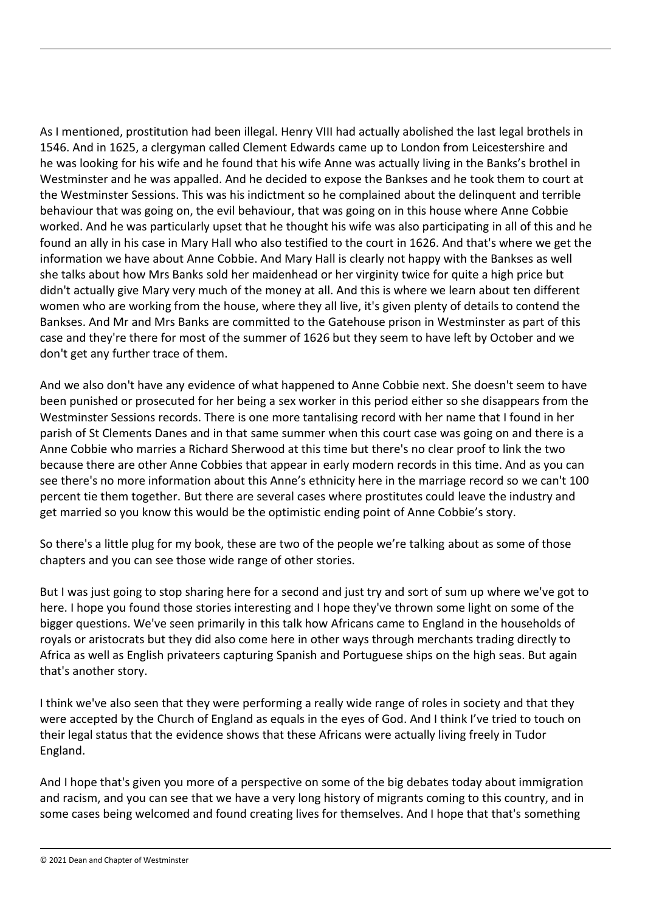As I mentioned, prostitution had been illegal. Henry VIII had actually abolished the last legal brothels in 1546. And in 1625, a clergyman called Clement Edwards came up to London from Leicestershire and he was looking for his wife and he found that his wife Anne was actually living in the Banks's brothel in Westminster and he was appalled. And he decided to expose the Bankses and he took them to court at the Westminster Sessions. This was his indictment so he complained about the delinquent and terrible behaviour that was going on, the evil behaviour, that was going on in this house where Anne Cobbie worked. And he was particularly upset that he thought his wife was also participating in all of this and he found an ally in his case in Mary Hall who also testified to the court in 1626. And that's where we get the information we have about Anne Cobbie. And Mary Hall is clearly not happy with the Bankses as well she talks about how Mrs Banks sold her maidenhead or her virginity twice for quite a high price but didn't actually give Mary very much of the money at all. And this is where we learn about ten different women who are working from the house, where they all live, it's given plenty of details to contend the Bankses. And Mr and Mrs Banks are committed to the Gatehouse prison in Westminster as part of this case and they're there for most of the summer of 1626 but they seem to have left by October and we don't get any further trace of them.

And we also don't have any evidence of what happened to Anne Cobbie next. She doesn't seem to have been punished or prosecuted for her being a sex worker in this period either so she disappears from the Westminster Sessions records. There is one more tantalising record with her name that I found in her parish of St Clements Danes and in that same summer when this court case was going on and there is a Anne Cobbie who marries a Richard Sherwood at this time but there's no clear proof to link the two because there are other Anne Cobbies that appear in early modern records in this time. And as you can see there's no more information about this Anne's ethnicity here in the marriage record so we can't 100 percent tie them together. But there are several cases where prostitutes could leave the industry and get married so you know this would be the optimistic ending point of Anne Cobbie's story.

So there's a little plug for my book, these are two of the people we're talking about as some of those chapters and you can see those wide range of other stories.

But I was just going to stop sharing here for a second and just try and sort of sum up where we've got to here. I hope you found those stories interesting and I hope they've thrown some light on some of the bigger questions. We've seen primarily in this talk how Africans came to England in the households of royals or aristocrats but they did also come here in other ways through merchants trading directly to Africa as well as English privateers capturing Spanish and Portuguese ships on the high seas. But again that's another story.

I think we've also seen that they were performing a really wide range of roles in society and that they were accepted by the Church of England as equals in the eyes of God. And I think I've tried to touch on their legal status that the evidence shows that these Africans were actually living freely in Tudor England.

And I hope that's given you more of a perspective on some of the big debates today about immigration and racism, and you can see that we have a very long history of migrants coming to this country, and in some cases being welcomed and found creating lives for themselves. And I hope that that's something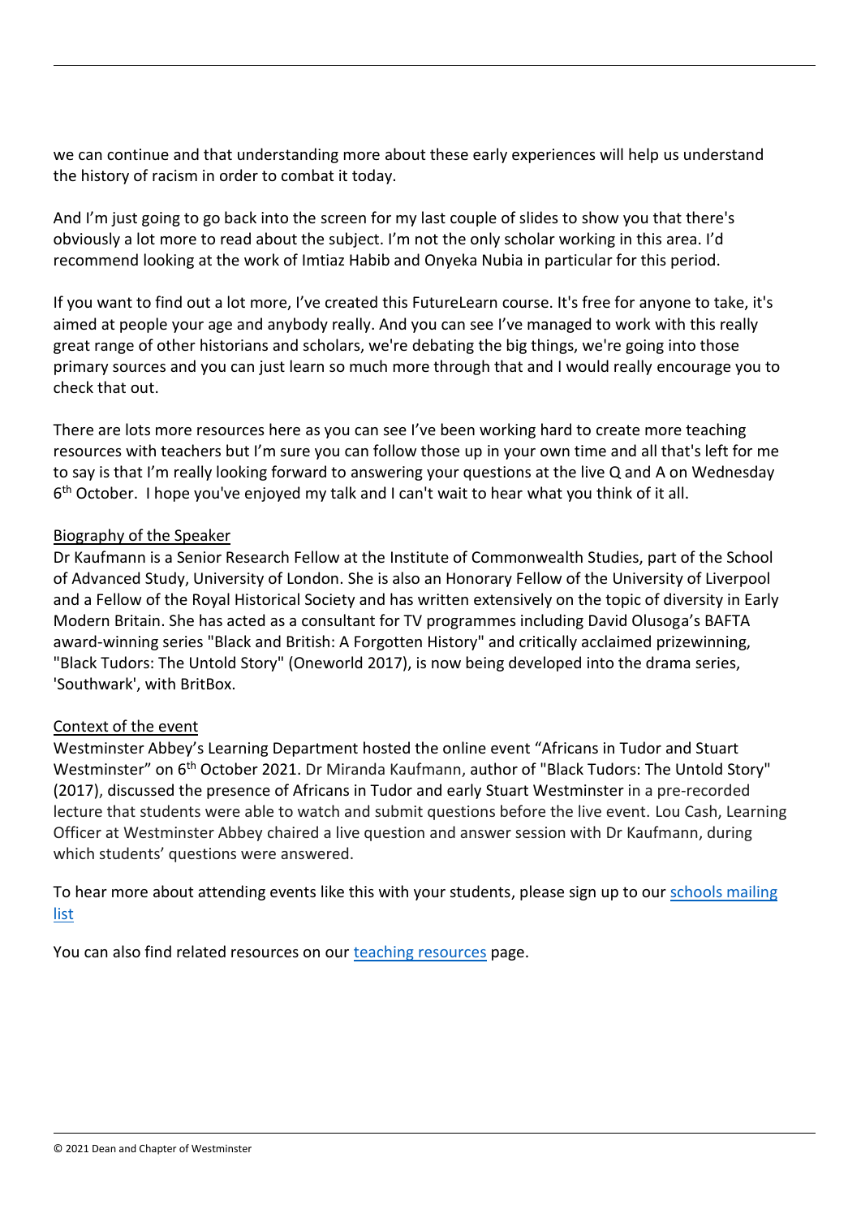we can continue and that understanding more about these early experiences will help us understand the history of racism in order to combat it today.

And I'm just going to go back into the screen for my last couple of slides to show you that there's obviously a lot more to read about the subject. I'm not the only scholar working in this area. I'd recommend looking at the work of Imtiaz Habib and Onyeka Nubia in particular for this period.

If you want to find out a lot more, I've created this FutureLearn course. It's free for anyone to take, it's aimed at people your age and anybody really. And you can see I've managed to work with this really great range of other historians and scholars, we're debating the big things, we're going into those primary sources and you can just learn so much more through that and I would really encourage you to check that out.

There are lots more resources here as you can see I've been working hard to create more teaching resources with teachers but I'm sure you can follow those up in your own time and all that's left for me to say is that I'm really looking forward to answering your questions at the live Q and A on Wednesday 6th October. I hope you've enjoyed my talk and I can't wait to hear what you think of it all.

## Biography of the Speaker

Dr Kaufmann is a Senior Research Fellow at the Institute of Commonwealth Studies, part of the School of Advanced Study, University of London. She is also an Honorary Fellow of the University of Liverpool and a Fellow of the Royal Historical Society and has written extensively on the topic of diversity in Early Modern Britain. She has acted as a consultant for TV programmes including David Olusoga's BAFTA award-winning series "Black and British: A Forgotten History" and critically acclaimed prizewinning, "Black Tudors: The Untold Story" (Oneworld 2017), is now being developed into the drama series, 'Southwark', with BritBox.

## Context of the event

Westminster Abbey's Learning Department hosted the online event "Africans in Tudor and Stuart Westminster" on 6th October 2021. Dr Miranda Kaufmann, author of "Black Tudors: The Untold Story" (2017), discussed the presence of Africans in Tudor and early Stuart Westminster in a pre-recorded lecture that students were able to watch and submit questions before the live event. Lou Cash, Learning Officer at Westminster Abbey chaired a live question and answer session with Dr Kaufmann, during which students' questions were answered.

To hear more about attending events like this with your students, please sign up to our [schools mailing list]

You can also find related resources on our [teaching resources] page.

© 2021 Dean and Chapter of Westminster